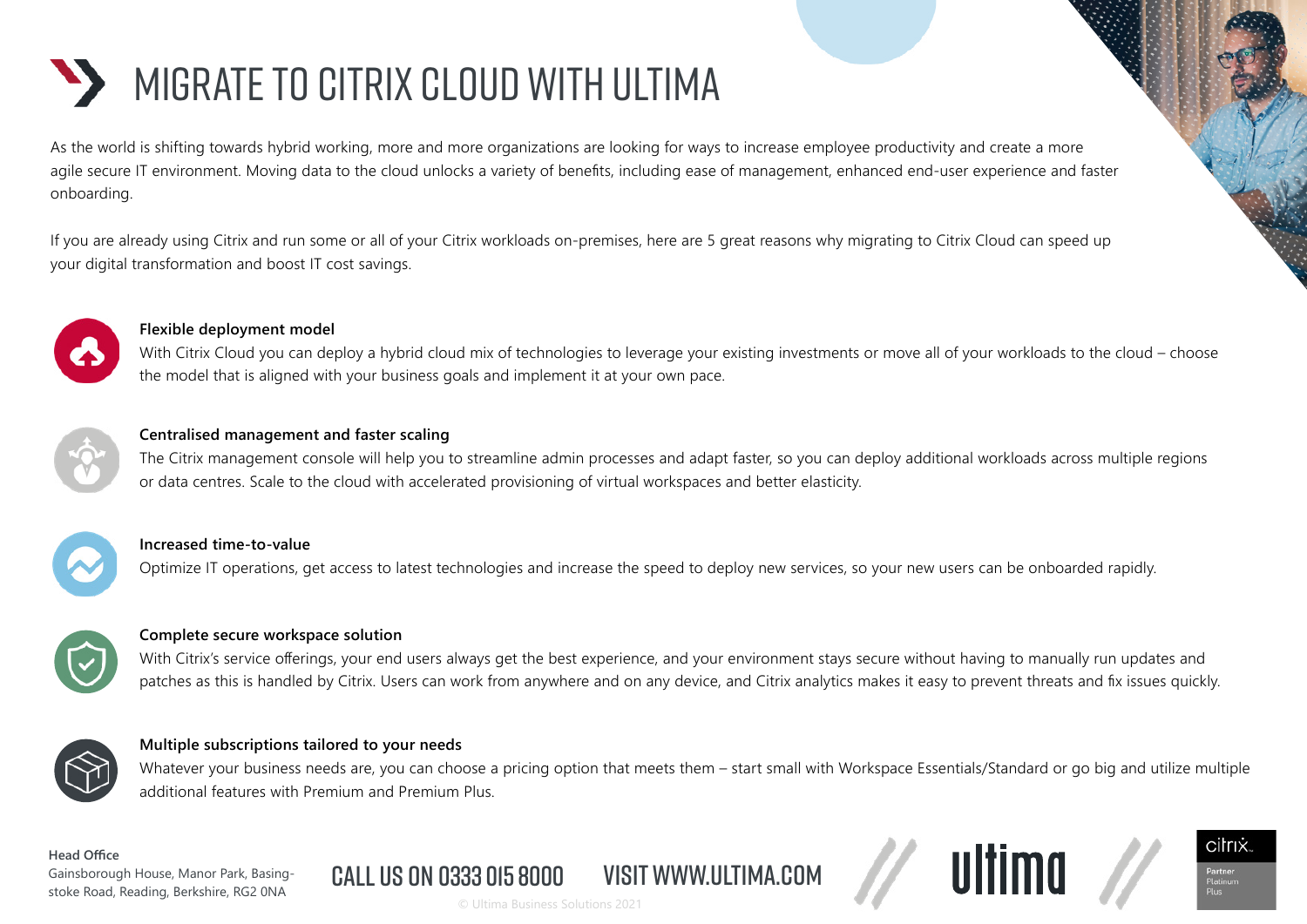# MIGRATE TO CITRIX CLOUD WITH ULTIMA

As the world is shifting towards hybrid working, more and more organizations are looking for ways to increase employee productivity and create a more agile secure IT environment. Moving data to the cloud unlocks a variety of benefits, including ease of management, enhanced end-user experience and faster onboarding.

If you are already using Citrix and run some or all of your Citrix workloads on-premises, here are 5 great reasons why migrating to Citrix Cloud can speed up your digital transformation and boost IT cost savings.

**Flexible deployment model**

With Citrix Cloud you can deploy a hybrid cloud mix of technologies to leverage your existing investments or move all of your workloads to the cloud – choose the model that is aligned with your business goals and implement it at your own pace.

**Centralised management and faster scaling**

The Citrix management console will help you to streamline admin processes and adapt faster, so you can deploy additional workloads across multiple regions or data centres. Scale to the cloud with accelerated provisioning of virtual workspaces and better elasticity.

**Increased time-to-value**

Optimize IT operations, get access to latest technologies and increase the speed to deploy new services, so your new users can be onboarded rapidly.

**Complete secure workspace solution**

With Citrix's service offerings, your end users always get the best experience, and your environment stays secure without having to manually run updates and patches as this is handled by Citrix. Users can work from anywhere and on any device, and Citrix analytics makes it easy to prevent threats and fix issues quickly.

**Multiple subscriptions tailored to your needs**

Whatever your business needs are, you can choose a pricing option that meets them – start small with Workspace Essentials/Standard or go big and utilize multiple additional features with Premium and Premium Plus.

**Head Office**
Gainsborough House, Manor Park, Basingstoke Road, Reading, Berkshire, RG2 0NA

CALL US ON 0333 015 8000 VISIT WWW.ULTIMA.COM

© Ultima Business Solutions 2021

ultima

citrix Partner Platinum Plus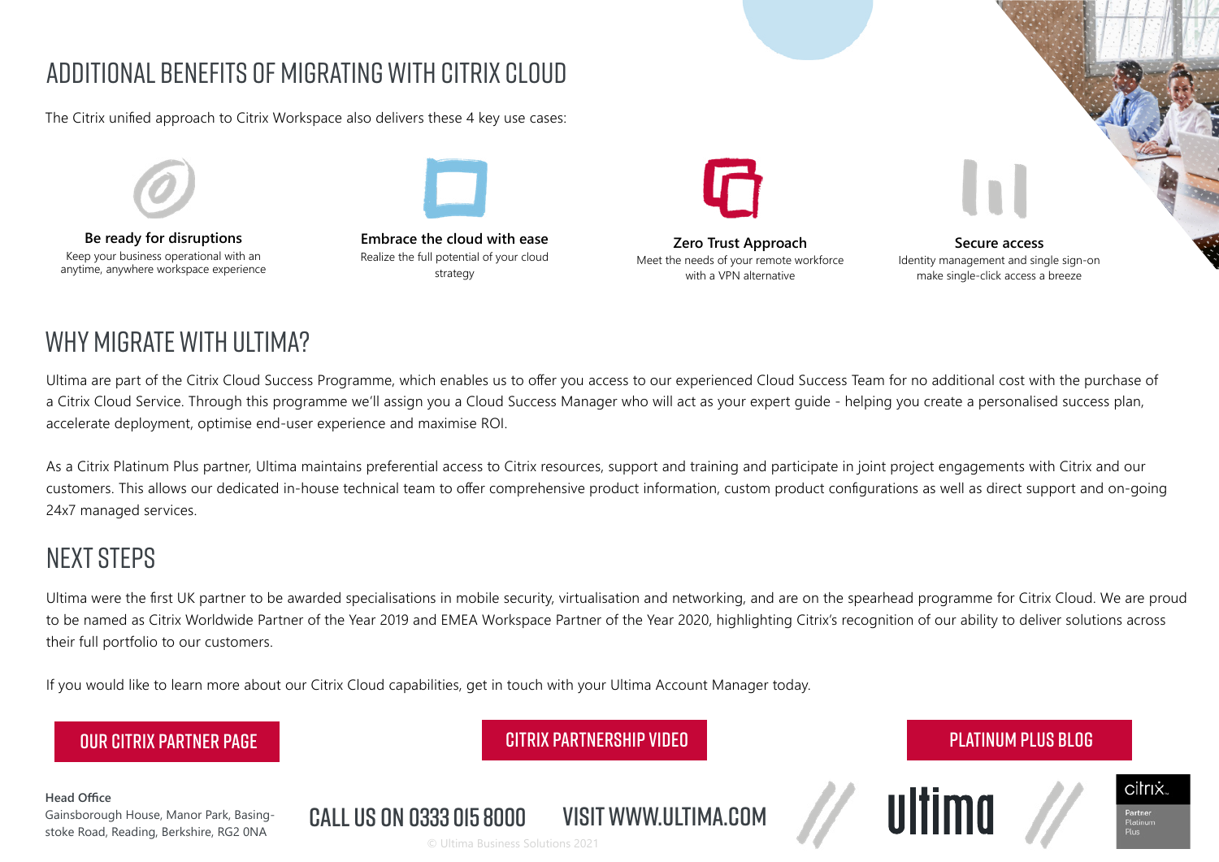## ADDITIONAL BENEFITS OF MIGRATING WITH CITRIX CLOUD

The Citrix unified approach to Citrix Workspace also delivers these 4 key use cases:

**Be ready for disruptions**
Keep your business operational with an anytime, anywhere workspace experience

**Embrace the cloud with ease**
Realize the full potential of your cloud strategy

**Zero Trust Approach**
Meet the needs of your remote workforce with a VPN alternative

**Secure access**
Identity management and single sign-on make single-click access a breeze

## WHY MIGRATE WITH ULTIMA?

Ultima are part of the Citrix Cloud Success Programme, which enables us to offer you access to our experienced Cloud Success Team for no additional cost with the purchase of a Citrix Cloud Service. Through this programme we'll assign you a Cloud Success Manager who will act as your expert guide - helping you create a personalised success plan, accelerate deployment, optimise end-user experience and maximise ROI.

As a Citrix Platinum Plus partner, Ultima maintains preferential access to Citrix resources, support and training and participate in joint project engagements with Citrix and our customers. This allows our dedicated in-house technical team to offer comprehensive product information, custom product configurations as well as direct support and on-going 24x7 managed services.

## NEXT STEPS

Ultima were the first UK partner to be awarded specialisations in mobile security, virtualisation and networking, and are on the spearhead programme for Citrix Cloud. We are proud to be named as Citrix Worldwide Partner of the Year 2019 and EMEA Workspace Partner of the Year 2020, highlighting Citrix's recognition of our ability to deliver solutions across their full portfolio to our customers.

If you would like to learn more about our Citrix Cloud capabilities, get in touch with your Ultima Account Manager today.

OUR CITRIX PARTNER PAGE

CITRIX PARTNERSHIP VIDEO

PLATINUM PLUS BLOG

**Head Office**
Gainsborough House, Manor Park, Basing-stoke Road, Reading, Berkshire, RG2 0NA

CALL US ON 0333 015 8000

VISIT WWW.ULTIMA.COM

© Ultima Business Solutions 2021

ultima

citrix Partner Platinum Plus